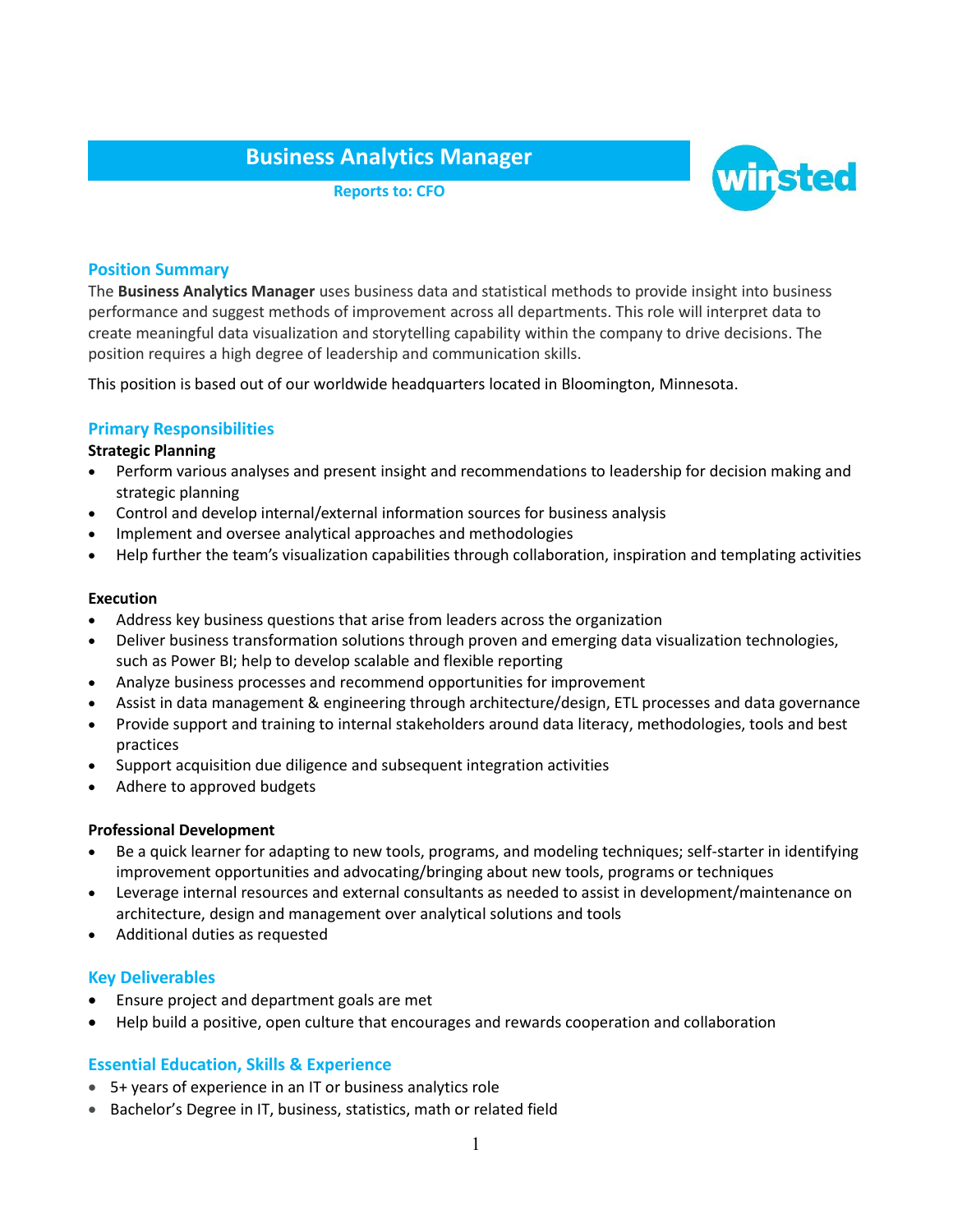# Business Analytics Manager

**Reports to: CFO**

## Position Summary

The **Business Analytics Manager** uses business data and statistical methods to provide insight into business performance and suggest methods of improvement across all departments. This role will interpret data to create meaningful data visualization and storytelling capability within the company to drive decisions. The position requires a high degree of leadership and communication skills.

This position is based out of our worldwide headquarters located in Bloomington, Minnesota.

## Primary Responsibilities

**Strategic Planning**

- Perform various analyses and present insight and recommendations to leadership for decision making and strategic planning
- Control and develop internal/external information sources for business analysis
- Implement and oversee analytical approaches and methodologies
- Help further the team's visualization capabilities through collaboration, inspiration and templating activities

**Execution**

- Address key business questions that arise from leaders across the organization
- Deliver business transformation solutions through proven and emerging data visualization technologies, such as Power BI; help to develop scalable and flexible reporting
- Analyze business processes and recommend opportunities for improvement
- Assist in data management & engineering through architecture/design, ETL processes and data governance
- Provide support and training to internal stakeholders around data literacy, methodologies, tools and best practices
- Support acquisition due diligence and subsequent integration activities
- Adhere to approved budgets

**Professional Development**

- Be a quick learner for adapting to new tools, programs, and modeling techniques; self-starter in identifying improvement opportunities and advocating/bringing about new tools, programs or techniques
- Leverage internal resources and external consultants as needed to assist in development/maintenance on architecture, design and management over analytical solutions and tools
- Additional duties as requested

## Key Deliverables

- Ensure project and department goals are met
- Help build a positive, open culture that encourages and rewards cooperation and collaboration

## Essential Education, Skills & Experience

- 5+ years of experience in an IT or business analytics role
- Bachelor's Degree in IT, business, statistics, math or related field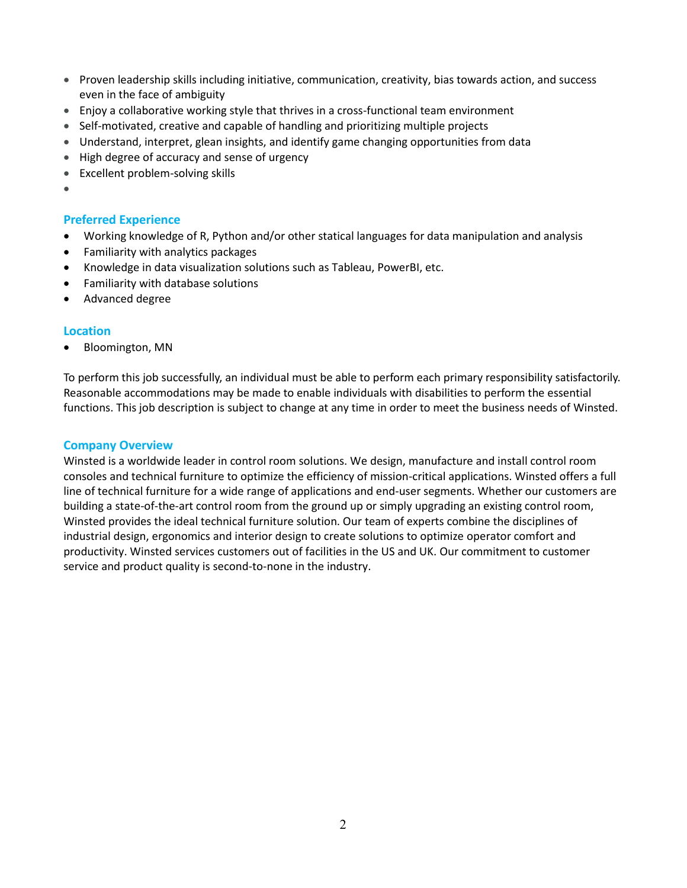- Proven leadership skills including initiative, communication, creativity, bias towards action, and success even in the face of ambiguity
- Enjoy a collaborative working style that thrives in a cross-functional team environment
- Self-motivated, creative and capable of handling and prioritizing multiple projects
- Understand, interpret, glean insights, and identify game changing opportunities from data
- High degree of accuracy and sense of urgency
- Excellent problem-solving skills
- 

### Preferred Experience

- Working knowledge of R, Python and/or other statical languages for data manipulation and analysis
- Familiarity with analytics packages
- Knowledge in data visualization solutions such as Tableau, PowerBI, etc.
- Familiarity with database solutions
- Advanced degree

### Location

- Bloomington, MN

To perform this job successfully, an individual must be able to perform each primary responsibility satisfactorily. Reasonable accommodations may be made to enable individuals with disabilities to perform the essential functions. This job description is subject to change at any time in order to meet the business needs of Winsted.

### Company Overview

Winsted is a worldwide leader in control room solutions. We design, manufacture and install control room consoles and technical furniture to optimize the efficiency of mission-critical applications. Winsted offers a full line of technical furniture for a wide range of applications and end-user segments. Whether our customers are building a state-of-the-art control room from the ground up or simply upgrading an existing control room, Winsted provides the ideal technical furniture solution. Our team of experts combine the disciplines of industrial design, ergonomics and interior design to create solutions to optimize operator comfort and productivity. Winsted services customers out of facilities in the US and UK. Our commitment to customer service and product quality is second-to-none in the industry.